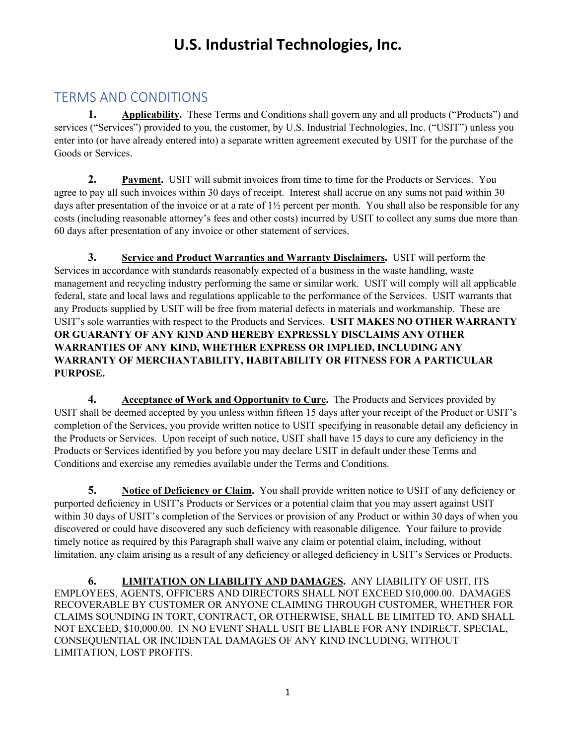# U.S. Industrial Technologies, Inc.

## TERMS AND CONDITIONS

**1. Applicability.** These Terms and Conditions shall govern any and all products ("Products") and services ("Services") provided to you, the customer, by U.S. Industrial Technologies, Inc. ("USIT") unless you enter into (or have already entered into) a separate written agreement executed by USIT for the purchase of the Goods or Services.

**2. Payment.** USIT will submit invoices from time to time for the Products or Services. You agree to pay all such invoices within 30 days of receipt. Interest shall accrue on any sums not paid within 30 days after presentation of the invoice or at a rate of 1½ percent per month. You shall also be responsible for any costs (including reasonable attorney's fees and other costs) incurred by USIT to collect any sums due more than 60 days after presentation of any invoice or other statement of services.

**3. Service and Product Warranties and Warranty Disclaimers.** USIT will perform the Services in accordance with standards reasonably expected of a business in the waste handling, waste management and recycling industry performing the same or similar work. USIT will comply will all applicable federal, state and local laws and regulations applicable to the performance of the Services. USIT warrants that any Products supplied by USIT will be free from material defects in materials and workmanship. These are USIT's sole warranties with respect to the Products and Services. **USIT MAKES NO OTHER WARRANTY OR GUARANTY OF ANY KIND AND HEREBY EXPRESSLY DISCLAIMS ANY OTHER WARRANTIES OF ANY KIND, WHETHER EXPRESS OR IMPLIED, INCLUDING ANY WARRANTY OF MERCHANTABILITY, HABITABILITY OR FITNESS FOR A PARTICULAR PURPOSE.**

**4. Acceptance of Work and Opportunity to Cure.** The Products and Services provided by USIT shall be deemed accepted by you unless within fifteen 15 days after your receipt of the Product or USIT's completion of the Services, you provide written notice to USIT specifying in reasonable detail any deficiency in the Products or Services. Upon receipt of such notice, USIT shall have 15 days to cure any deficiency in the Products or Services identified by you before you may declare USIT in default under these Terms and Conditions and exercise any remedies available under the Terms and Conditions.

**5. Notice of Deficiency or Claim.** You shall provide written notice to USIT of any deficiency or purported deficiency in USIT's Products or Services or a potential claim that you may assert against USIT within 30 days of USIT's completion of the Services or provision of any Product or within 30 days of when you discovered or could have discovered any such deficiency with reasonable diligence. Your failure to provide timely notice as required by this Paragraph shall waive any claim or potential claim, including, without limitation, any claim arising as a result of any deficiency or alleged deficiency in USIT's Services or Products.

**6. LIMITATION ON LIABILITY AND DAMAGES.** ANY LIABILITY OF USIT, ITS EMPLOYEES, AGENTS, OFFICERS AND DIRECTORS SHALL NOT EXCEED $10,000.00. DAMAGES RECOVERABLE BY CUSTOMER OR ANYONE CLAIMING THROUGH CUSTOMER, WHETHER FOR CLAIMS SOUNDING IN TORT, CONTRACT, OR OTHERWISE, SHALL BE LIMITED TO, AND SHALL NOT EXCEED, $10,000.00. IN NO EVENT SHALL USIT BE LIABLE FOR ANY INDIRECT, SPECIAL, CONSEQUENTIAL OR INCIDENTAL DAMAGES OF ANY KIND INCLUDING, WITHOUT LIMITATION, LOST PROFITS.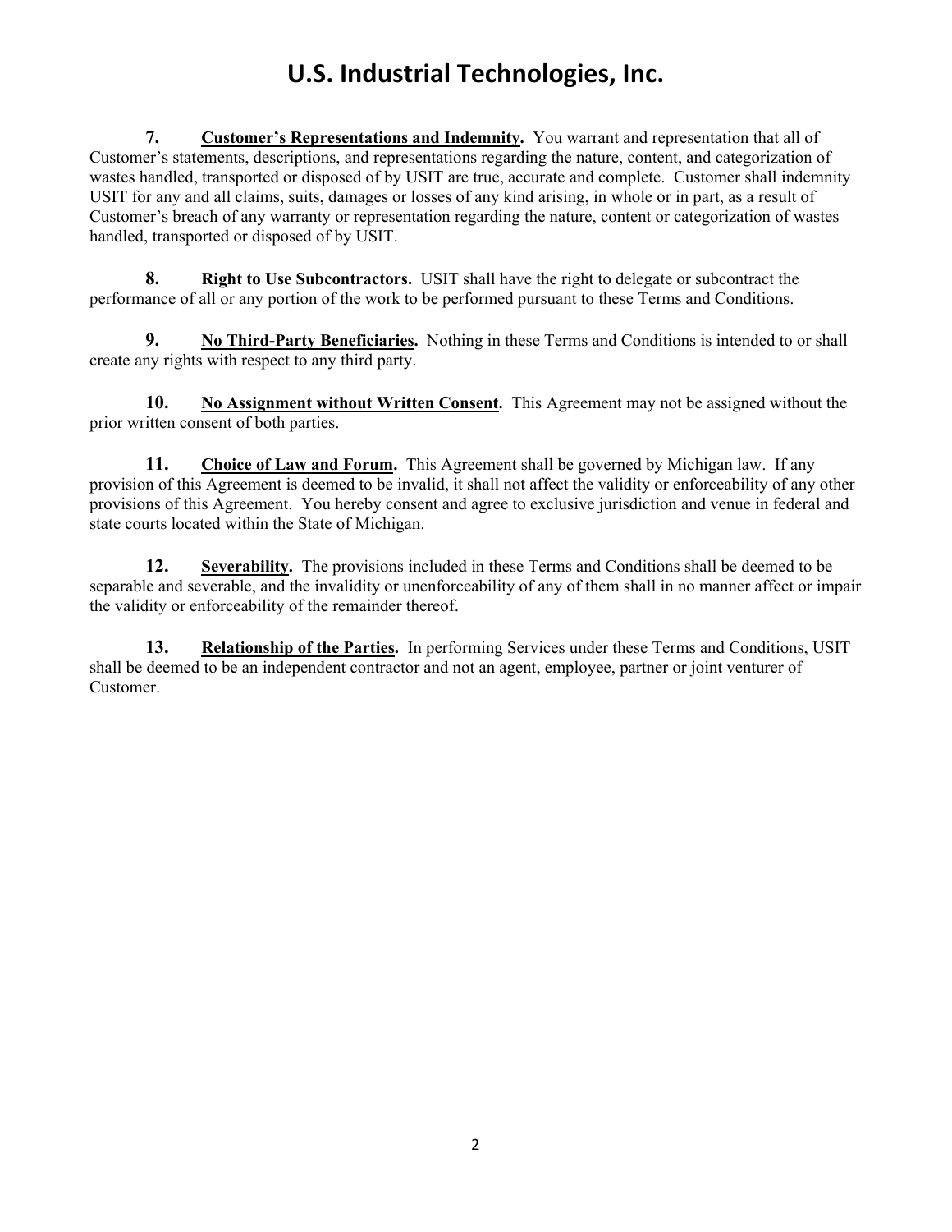# U.S. Industrial Technologies, Inc.

**7.** **Customer's Representations and Indemnity.** You warrant and representation that all of Customer's statements, descriptions, and representations regarding the nature, content, and categorization of wastes handled, transported or disposed of by USIT are true, accurate and complete. Customer shall indemnity USIT for any and all claims, suits, damages or losses of any kind arising, in whole or in part, as a result of Customer's breach of any warranty or representation regarding the nature, content or categorization of wastes handled, transported or disposed of by USIT.

**8.** **Right to Use Subcontractors.** USIT shall have the right to delegate or subcontract the performance of all or any portion of the work to be performed pursuant to these Terms and Conditions.

**9.** **No Third-Party Beneficiaries.** Nothing in these Terms and Conditions is intended to or shall create any rights with respect to any third party.

**10.** **No Assignment without Written Consent.** This Agreement may not be assigned without the prior written consent of both parties.

**11.** **Choice of Law and Forum.** This Agreement shall be governed by Michigan law. If any provision of this Agreement is deemed to be invalid, it shall not affect the validity or enforceability of any other provisions of this Agreement. You hereby consent and agree to exclusive jurisdiction and venue in federal and state courts located within the State of Michigan.

**12.** **Severability.** The provisions included in these Terms and Conditions shall be deemed to be separable and severable, and the invalidity or unenforceability of any of them shall in no manner affect or impair the validity or enforceability of the remainder thereof.

**13.** **Relationship of the Parties.** In performing Services under these Terms and Conditions, USIT shall be deemed to be an independent contractor and not an agent, employee, partner or joint venturer of Customer.